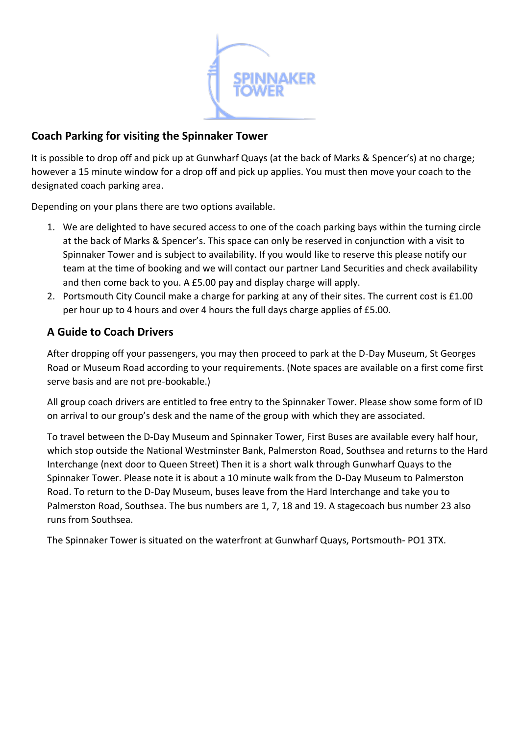## Coach Parking for visiting the Spinnaker Tower

It is possible to drop off and pick up at Gunwharf Quays (at the back of Marks & Spencer's) at no charge; however a 15 minute window for a drop off and pick up applies. You must then move your coach to the designated coach parking area.

Depending on your plans there are two options available.

1. We are delighted to have secured access to one of the coach parking bays within the turning circle at the back of Marks & Spencer's. This space can only be reserved in conjunction with a visit to Spinnaker Tower and is subject to availability. If you would like to reserve this please notify our team at the time of booking and we will contact our partner Land Securities and check availability and then come back to you. A £5.00 pay and display charge will apply.
2. Portsmouth City Council make a charge for parking at any of their sites. The current cost is £1.00 per hour up to 4 hours and over 4 hours the full days charge applies of £5.00.

### A Guide to Coach Drivers

After dropping off your passengers, you may then proceed to park at the D-Day Museum, St Georges Road or Museum Road according to your requirements. (Note spaces are available on a first come first serve basis and are not pre-bookable.)

All group coach drivers are entitled to free entry to the Spinnaker Tower. Please show some form of ID on arrival to our group's desk and the name of the group with which they are associated.

To travel between the D-Day Museum and Spinnaker Tower, First Buses are available every half hour, which stop outside the National Westminster Bank, Palmerston Road, Southsea and returns to the Hard Interchange (next door to Queen Street) Then it is a short walk through Gunwharf Quays to the Spinnaker Tower. Please note it is about a 10 minute walk from the D-Day Museum to Palmerston Road. To return to the D-Day Museum, buses leave from the Hard Interchange and take you to Palmerston Road, Southsea. The bus numbers are 1, 7, 18 and 19. A stagecoach bus number 23 also runs from Southsea.

The Spinnaker Tower is situated on the waterfront at Gunwharf Quays, Portsmouth- PO1 3TX.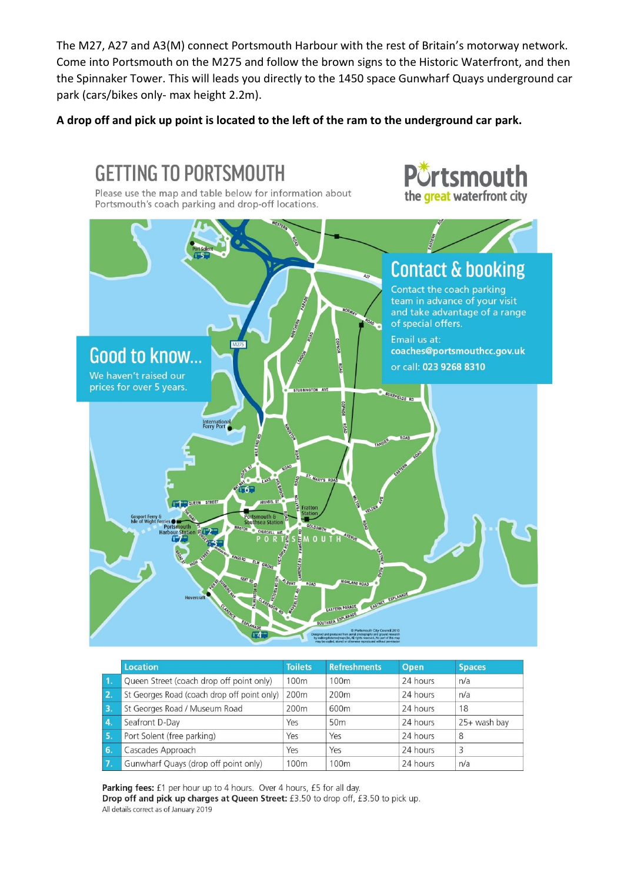The M27, A27 and A3(M) connect Portsmouth Harbour with the rest of Britain's motorway network. Come into Portsmouth on the M275 and follow the brown signs to the Historic Waterfront, and then the Spinnaker Tower. This will leads you directly to the 1450 space Gunwharf Quays underground car park (cars/bikes only- max height 2.2m).

**A drop off and pick up point is located to the left of the ram to the underground car park.**

# GETTING TO PORTSMOUTH

Please use the map and table below for information about Portsmouth's coach parking and drop-off locations.

Portsmouth
the great waterfront city

## Contact & booking

Contact the coach parking team in advance of your visit and take advantage of a range of special offers.

Email us at:
**coaches@portsmouthcc.gov.uk**
or call: **023 9268 8310**

## Good to know...

We haven't raised our prices for over 5 years.

|  | Location | Toilets | Refreshments | Open | Spaces |
|---|---|---|---|---|---|
| 1. | Queen Street (coach drop off point only) | 100m | 100m | 24 hours | n/a |
| 2. | St Georges Road (coach drop off point only) | 200m | 200m | 24 hours | n/a |
| 3. | St Georges Road / Museum Road | 200m | 600m | 24 hours | 18 |
| 4. | Seafront D-Day | Yes | 50m | 24 hours | 25+ wash bay |
| 5. | Port Solent (free parking) | Yes | Yes | 24 hours | 8 |
| 6. | Cascades Approach | Yes | Yes | 24 hours | 3 |
| 7. | Gunwharf Quays (drop off point only) | 100m | 100m | 24 hours | n/a |

**Parking fees:** £1 per hour up to 4 hours. Over 4 hours, £5 for all day.
**Drop off and pick up charges at Queen Street:** £3.50 to drop off, £3.50 to pick up.
All details correct as of January 2019